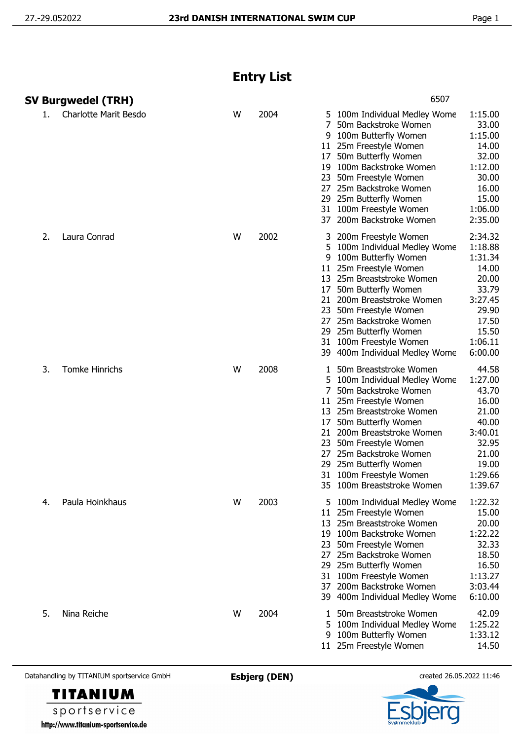# Entry List

## SV Burgwedel (TRH)

6507

| No. | Name | Sex | Year | Event | Event Name | Entry Time |
|---|---|---|---|---|---|---|
| 1. | Charlotte Marit Besdo | W | 2004 | 5 | 100m Individual Medley Wome | 1:15.00 |
| | | | | 7 | 50m Backstroke Women | 33.00 |
| | | | | 9 | 100m Butterfly Women | 1:15.00 |
| | | | | 11 | 25m Freestyle Women | 14.00 |
| | | | | 17 | 50m Butterfly Women | 32.00 |
| | | | | 19 | 100m Backstroke Women | 1:12.00 |
| | | | | 23 | 50m Freestyle Women | 30.00 |
| | | | | 27 | 25m Backstroke Women | 16.00 |
| | | | | 29 | 25m Butterfly Women | 15.00 |
| | | | | 31 | 100m Freestyle Women | 1:06.00 |
| | | | | 37 | 200m Backstroke Women | 2:35.00 |
| 2. | Laura Conrad | W | 2002 | 3 | 200m Freestyle Women | 2:34.32 |
| | | | | 5 | 100m Individual Medley Wome | 1:18.88 |
| | | | | 9 | 100m Butterfly Women | 1:31.34 |
| | | | | 11 | 25m Freestyle Women | 14.00 |
| | | | | 13 | 25m Breaststroke Women | 20.00 |
| | | | | 17 | 50m Butterfly Women | 33.79 |
| | | | | 21 | 200m Breaststroke Women | 3:27.45 |
| | | | | 23 | 50m Freestyle Women | 29.90 |
| | | | | 27 | 25m Backstroke Women | 17.50 |
| | | | | 29 | 25m Butterfly Women | 15.50 |
| | | | | 31 | 100m Freestyle Women | 1:06.11 |
| | | | | 39 | 400m Individual Medley Wome | 6:00.00 |
| 3. | Tomke Hinrichs | W | 2008 | 1 | 50m Breaststroke Women | 44.58 |
| | | | | 5 | 100m Individual Medley Wome | 1:27.00 |
| | | | | 7 | 50m Backstroke Women | 43.70 |
| | | | | 11 | 25m Freestyle Women | 16.00 |
| | | | | 13 | 25m Breaststroke Women | 21.00 |
| | | | | 17 | 50m Butterfly Women | 40.00 |
| | | | | 21 | 200m Breaststroke Women | 3:40.01 |
| | | | | 23 | 50m Freestyle Women | 32.95 |
| | | | | 27 | 25m Backstroke Women | 21.00 |
| | | | | 29 | 25m Butterfly Women | 19.00 |
| | | | | 31 | 100m Freestyle Women | 1:29.66 |
| | | | | 35 | 100m Breaststroke Women | 1:39.67 |
| 4. | Paula Hoinkhaus | W | 2003 | 5 | 100m Individual Medley Wome | 1:22.32 |
| | | | | 11 | 25m Freestyle Women | 15.00 |
| | | | | 13 | 25m Breaststroke Women | 20.00 |
| | | | | 19 | 100m Backstroke Women | 1:22.22 |
| | | | | 23 | 50m Freestyle Women | 32.33 |
| | | | | 27 | 25m Backstroke Women | 18.50 |
| | | | | 29 | 25m Butterfly Women | 16.50 |
| | | | | 31 | 100m Freestyle Women | 1:13.27 |
| | | | | 37 | 200m Backstroke Women | 3:03.44 |
| | | | | 39 | 400m Individual Medley Wome | 6:10.00 |
| 5. | Nina Reiche | W | 2004 | 1 | 50m Breaststroke Women | 42.09 |
| | | | | 5 | 100m Individual Medley Wome | 1:25.22 |
| | | | | 9 | 100m Butterfly Women | 1:33.12 |
| | | | | 11 | 25m Freestyle Women | 14.50 |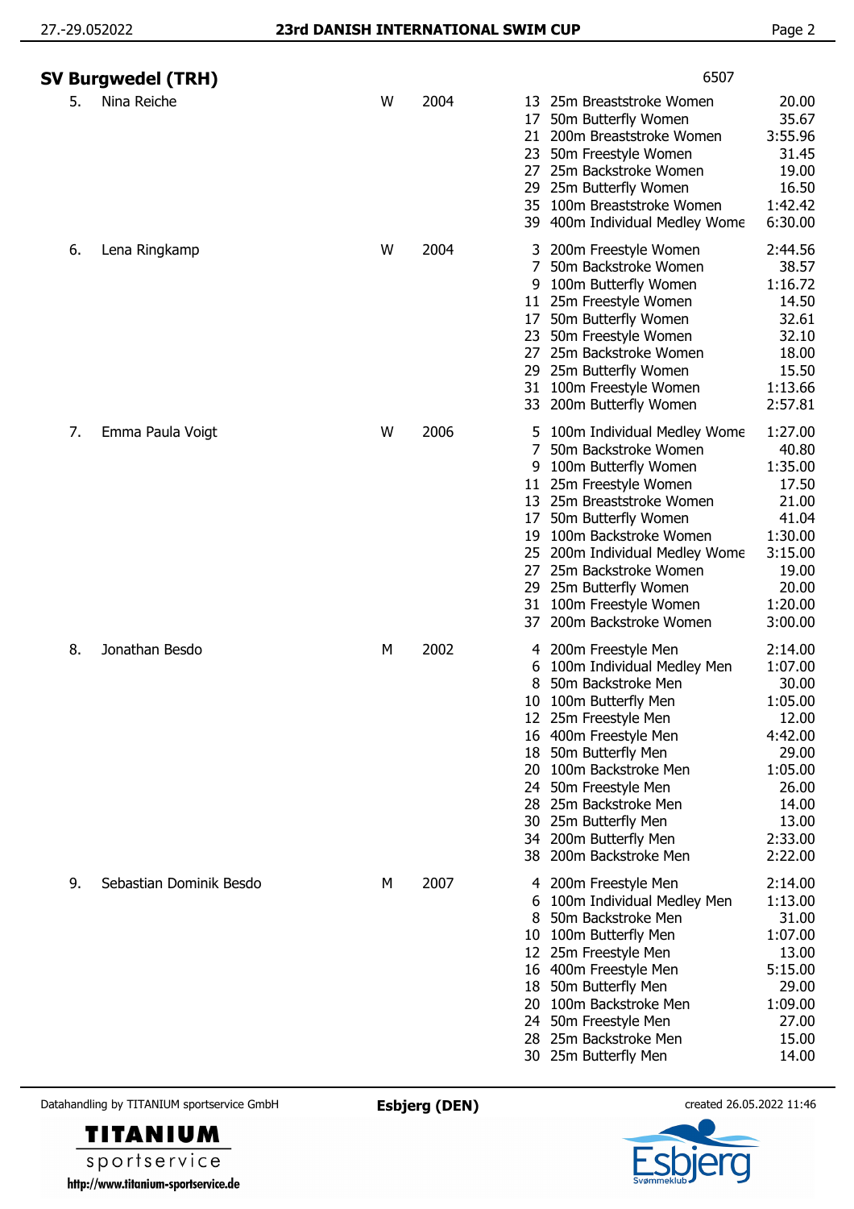## SV Burgwedel (TRH)

6507

| No. | Name | Sex | Year | Event | Discipline | Time |
|---|---|---|---|---|---|---|
| 5. | Nina Reiche | W | 2004 | 13 | 25m Breaststroke Women | 20.00 |
| | | | | 17 | 50m Butterfly Women | 35.67 |
| | | | | 21 | 200m Breaststroke Women | 3:55.96 |
| | | | | 23 | 50m Freestyle Women | 31.45 |
| | | | | 27 | 25m Backstroke Women | 19.00 |
| | | | | 29 | 25m Butterfly Women | 16.50 |
| | | | | 35 | 100m Breaststroke Women | 1:42.42 |
| | | | | 39 | 400m Individual Medley Wome | 6:30.00 |
| 6. | Lena Ringkamp | W | 2004 | 3 | 200m Freestyle Women | 2:44.56 |
| | | | | 7 | 50m Backstroke Women | 38.57 |
| | | | | 9 | 100m Butterfly Women | 1:16.72 |
| | | | | 11 | 25m Freestyle Women | 14.50 |
| | | | | 17 | 50m Butterfly Women | 32.61 |
| | | | | 23 | 50m Freestyle Women | 32.10 |
| | | | | 27 | 25m Backstroke Women | 18.00 |
| | | | | 29 | 25m Butterfly Women | 15.50 |
| | | | | 31 | 100m Freestyle Women | 1:13.66 |
| | | | | 33 | 200m Butterfly Women | 2:57.81 |
| 7. | Emma Paula Voigt | W | 2006 | 5 | 100m Individual Medley Wome | 1:27.00 |
| | | | | 7 | 50m Backstroke Women | 40.80 |
| | | | | 9 | 100m Butterfly Women | 1:35.00 |
| | | | | 11 | 25m Freestyle Women | 17.50 |
| | | | | 13 | 25m Breaststroke Women | 21.00 |
| | | | | 17 | 50m Butterfly Women | 41.04 |
| | | | | 19 | 100m Backstroke Women | 1:30.00 |
| | | | | 25 | 200m Individual Medley Wome | 3:15.00 |
| | | | | 27 | 25m Backstroke Women | 19.00 |
| | | | | 29 | 25m Butterfly Women | 20.00 |
| | | | | 31 | 100m Freestyle Women | 1:20.00 |
| | | | | 37 | 200m Backstroke Women | 3:00.00 |
| 8. | Jonathan Besdo | M | 2002 | 4 | 200m Freestyle Men | 2:14.00 |
| | | | | 6 | 100m Individual Medley Men | 1:07.00 |
| | | | | 8 | 50m Backstroke Men | 30.00 |
| | | | | 10 | 100m Butterfly Men | 1:05.00 |
| | | | | 12 | 25m Freestyle Men | 12.00 |
| | | | | 16 | 400m Freestyle Men | 4:42.00 |
| | | | | 18 | 50m Butterfly Men | 29.00 |
| | | | | 20 | 100m Backstroke Men | 1:05.00 |
| | | | | 24 | 50m Freestyle Men | 26.00 |
| | | | | 28 | 25m Backstroke Men | 14.00 |
| | | | | 30 | 25m Butterfly Men | 13.00 |
| | | | | 34 | 200m Butterfly Men | 2:33.00 |
| | | | | 38 | 200m Backstroke Men | 2:22.00 |
| 9. | Sebastian Dominik Besdo | M | 2007 | 4 | 200m Freestyle Men | 2:14.00 |
| | | | | 6 | 100m Individual Medley Men | 1:13.00 |
| | | | | 8 | 50m Backstroke Men | 31.00 |
| | | | | 10 | 100m Butterfly Men | 1:07.00 |
| | | | | 12 | 25m Freestyle Men | 13.00 |
| | | | | 16 | 400m Freestyle Men | 5:15.00 |
| | | | | 18 | 50m Butterfly Men | 29.00 |
| | | | | 20 | 100m Backstroke Men | 1:09.00 |
| | | | | 24 | 50m Freestyle Men | 27.00 |
| | | | | 28 | 25m Backstroke Men | 15.00 |
| | | | | 30 | 25m Butterfly Men | 14.00 |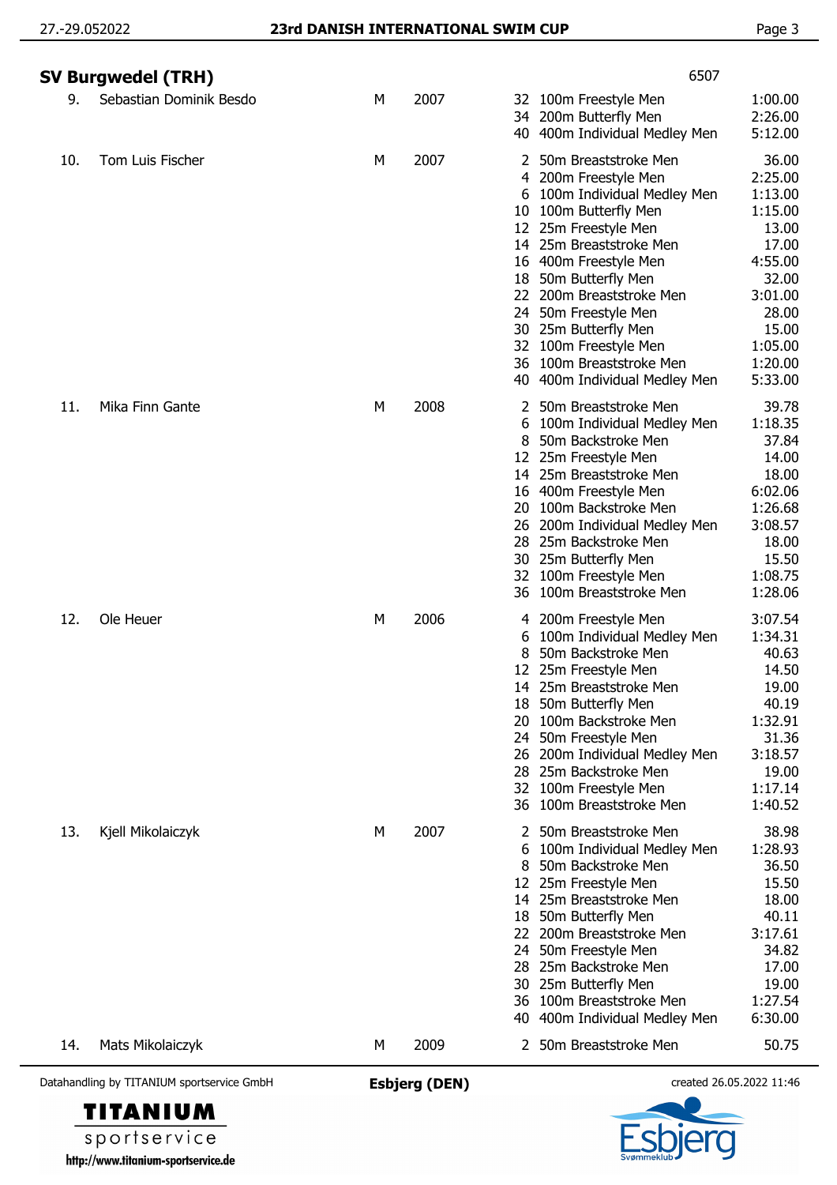## SV Burgwedel (TRH)

6507

| No. | Name | Sex | Year | Event | Discipline | Entry Time |
|---|---|---|---|---|---|---|
| 9. | Sebastian Dominik Besdo | M | 2007 | 32 | 100m Freestyle Men | 1:00.00 |
| | | | | 34 | 200m Butterfly Men | 2:26.00 |
| | | | | 40 | 400m Individual Medley Men | 5:12.00 |
| 10. | Tom Luis Fischer | M | 2007 | 2 | 50m Breaststroke Men | 36.00 |
| | | | | 4 | 200m Freestyle Men | 2:25.00 |
| | | | | 6 | 100m Individual Medley Men | 1:13.00 |
| | | | | 10 | 100m Butterfly Men | 1:15.00 |
| | | | | 12 | 25m Freestyle Men | 13.00 |
| | | | | 14 | 25m Breaststroke Men | 17.00 |
| | | | | 16 | 400m Freestyle Men | 4:55.00 |
| | | | | 18 | 50m Butterfly Men | 32.00 |
| | | | | 22 | 200m Breaststroke Men | 3:01.00 |
| | | | | 24 | 50m Freestyle Men | 28.00 |
| | | | | 30 | 25m Butterfly Men | 15.00 |
| | | | | 32 | 100m Freestyle Men | 1:05.00 |
| | | | | 36 | 100m Breaststroke Men | 1:20.00 |
| | | | | 40 | 400m Individual Medley Men | 5:33.00 |
| 11. | Mika Finn Gante | M | 2008 | 2 | 50m Breaststroke Men | 39.78 |
| | | | | 6 | 100m Individual Medley Men | 1:18.35 |
| | | | | 8 | 50m Backstroke Men | 37.84 |
| | | | | 12 | 25m Freestyle Men | 14.00 |
| | | | | 14 | 25m Breaststroke Men | 18.00 |
| | | | | 16 | 400m Freestyle Men | 6:02.06 |
| | | | | 20 | 100m Backstroke Men | 1:26.68 |
| | | | | 26 | 200m Individual Medley Men | 3:08.57 |
| | | | | 28 | 25m Backstroke Men | 18.00 |
| | | | | 30 | 25m Butterfly Men | 15.50 |
| | | | | 32 | 100m Freestyle Men | 1:08.75 |
| | | | | 36 | 100m Breaststroke Men | 1:28.06 |
| 12. | Ole Heuer | M | 2006 | 4 | 200m Freestyle Men | 3:07.54 |
| | | | | 6 | 100m Individual Medley Men | 1:34.31 |
| | | | | 8 | 50m Backstroke Men | 40.63 |
| | | | | 12 | 25m Freestyle Men | 14.50 |
| | | | | 14 | 25m Breaststroke Men | 19.00 |
| | | | | 18 | 50m Butterfly Men | 40.19 |
| | | | | 20 | 100m Backstroke Men | 1:32.91 |
| | | | | 24 | 50m Freestyle Men | 31.36 |
| | | | | 26 | 200m Individual Medley Men | 3:18.57 |
| | | | | 28 | 25m Backstroke Men | 19.00 |
| | | | | 32 | 100m Freestyle Men | 1:17.14 |
| | | | | 36 | 100m Breaststroke Men | 1:40.52 |
| 13. | Kjell Mikolaiczyk | M | 2007 | 2 | 50m Breaststroke Men | 38.98 |
| | | | | 6 | 100m Individual Medley Men | 1:28.93 |
| | | | | 8 | 50m Backstroke Men | 36.50 |
| | | | | 12 | 25m Freestyle Men | 15.50 |
| | | | | 14 | 25m Breaststroke Men | 18.00 |
| | | | | 18 | 50m Butterfly Men | 40.11 |
| | | | | 22 | 200m Breaststroke Men | 3:17.61 |
| | | | | 24 | 50m Freestyle Men | 34.82 |
| | | | | 28 | 25m Backstroke Men | 17.00 |
| | | | | 30 | 25m Butterfly Men | 19.00 |
| | | | | 36 | 100m Breaststroke Men | 1:27.54 |
| | | | | 40 | 400m Individual Medley Men | 6:30.00 |
| 14. | Mats Mikolaiczyk | M | 2009 | 2 | 50m Breaststroke Men | 50.75 |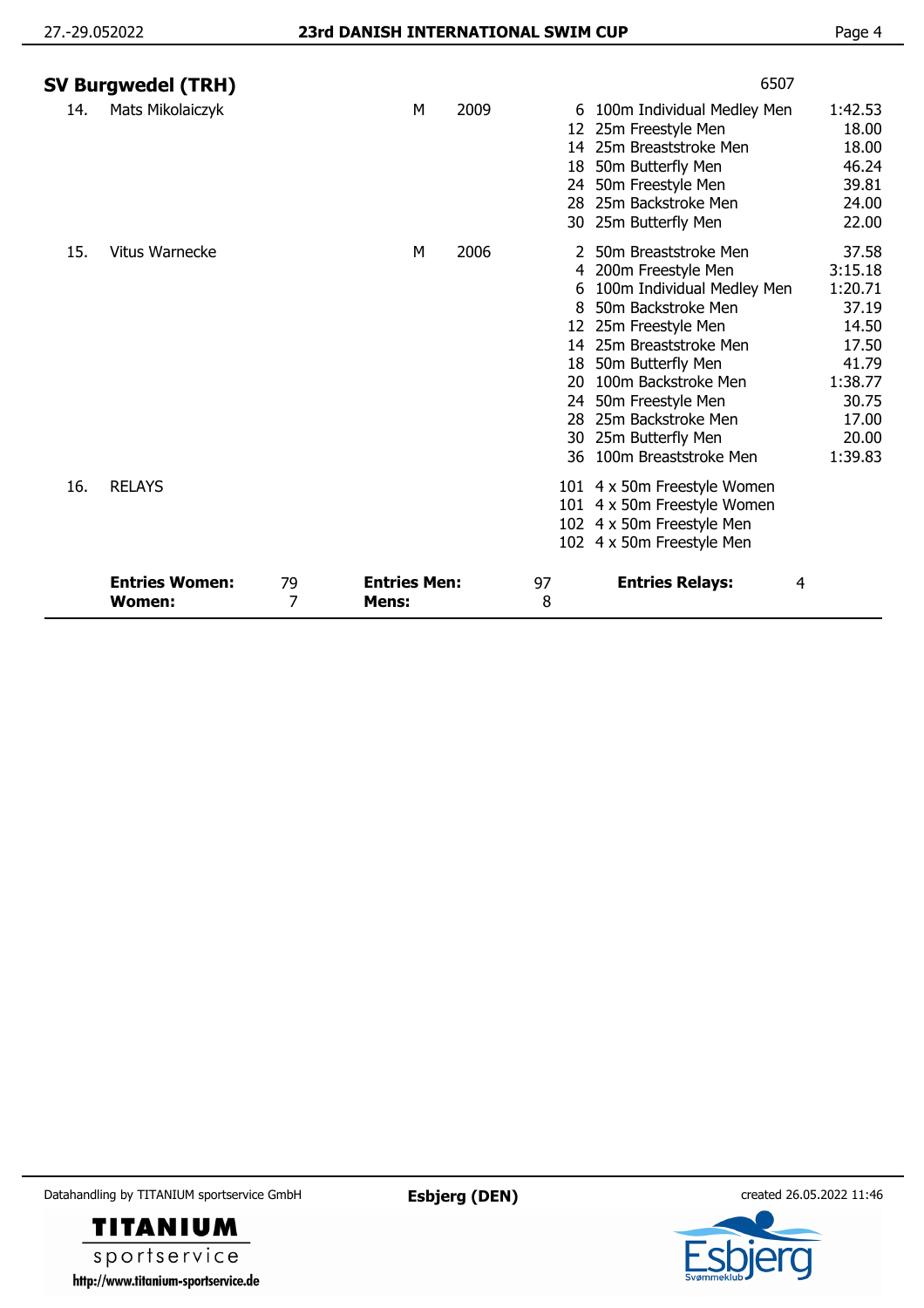## SV Burgwedel (TRH)

6507

| | | | | | | |
|---|---|---|---|---|---|---|
| 14. | Mats Mikolaiczyk | M | 2009 | 6 | 100m Individual Medley Men | 1:42.53 |
| | | | | 12 | 25m Freestyle Men | 18.00 |
| | | | | 14 | 25m Breaststroke Men | 18.00 |
| | | | | 18 | 50m Butterfly Men | 46.24 |
| | | | | 24 | 50m Freestyle Men | 39.81 |
| | | | | 28 | 25m Backstroke Men | 24.00 |
| | | | | 30 | 25m Butterfly Men | 22.00 |
| 15. | Vitus Warnecke | M | 2006 | 2 | 50m Breaststroke Men | 37.58 |
| | | | | 4 | 200m Freestyle Men | 3:15.18 |
| | | | | 6 | 100m Individual Medley Men | 1:20.71 |
| | | | | 8 | 50m Backstroke Men | 37.19 |
| | | | | 12 | 25m Freestyle Men | 14.50 |
| | | | | 14 | 25m Breaststroke Men | 17.50 |
| | | | | 18 | 50m Butterfly Men | 41.79 |
| | | | | 20 | 100m Backstroke Men | 1:38.77 |
| | | | | 24 | 50m Freestyle Men | 30.75 |
| | | | | 28 | 25m Backstroke Men | 17.00 |
| | | | | 30 | 25m Butterfly Men | 20.00 |
| | | | | 36 | 100m Breaststroke Men | 1:39.83 |
| 16. | RELAYS | | | 101 | 4 x 50m Freestyle Women | |
| | | | | 101 | 4 x 50m Freestyle Women | |
| | | | | 102 | 4 x 50m Freestyle Men | |
| | | | | 102 | 4 x 50m Freestyle Men | |

| | | | | | |
|---|---|---|---|---|---|
| **Entries Women:** | 79 | **Entries Men:** | 97 | **Entries Relays:** | 4 |
| **Women:** | 7 | **Mens:** | 8 | | |